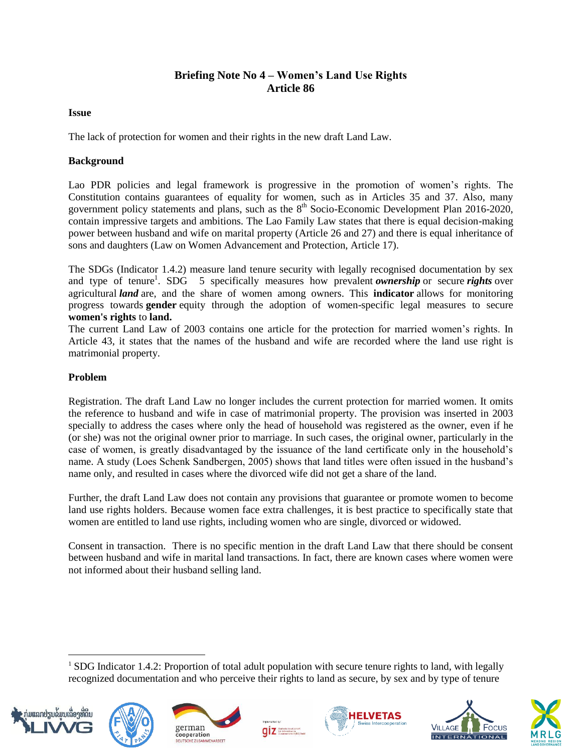# Briefing Note No 4 – Women's Land Use Rights
# Article 86

**Issue**

The lack of protection for women and their rights in the new draft Land Law.

**Background**

Lao PDR policies and legal framework is progressive in the promotion of women's rights. The Constitution contains guarantees of equality for women, such as in Articles 35 and 37. Also, many government policy statements and plans, such as the 8th Socio-Economic Development Plan 2016-2020, contain impressive targets and ambitions. The Lao Family Law states that there is equal decision-making power between husband and wife on marital property (Article 26 and 27) and there is equal inheritance of sons and daughters (Law on Women Advancement and Protection, Article 17).

The SDGs (Indicator 1.4.2) measure land tenure security with legally recognised documentation by sex and type of tenure[1]. SDG 5 specifically measures how prevalent ***ownership*** or secure ***rights*** over agricultural ***land*** are, and the share of women among owners. This **indicator** allows for monitoring progress towards **gender** equity through the adoption of women-specific legal measures to secure **women's rights** to **land.**

The current Land Law of 2003 contains one article for the protection for married women's rights. In Article 43, it states that the names of the husband and wife are recorded where the land use right is matrimonial property.

**Problem**

Registration. The draft Land Law no longer includes the current protection for married women. It omits the reference to husband and wife in case of matrimonial property. The provision was inserted in 2003 specially to address the cases where only the head of household was registered as the owner, even if he (or she) was not the original owner prior to marriage. In such cases, the original owner, particularly in the case of women, is greatly disadvantaged by the issuance of the land certificate only in the household's name. A study (Loes Schenk Sandbergen, 2005) shows that land titles were often issued in the husband's name only, and resulted in cases where the divorced wife did not get a share of the land.

Further, the draft Land Law does not contain any provisions that guarantee or promote women to become land use rights holders. Because women face extra challenges, it is best practice to specifically state that women are entitled to land use rights, including women who are single, divorced or widowed.

Consent in transaction. There is no specific mention in the draft Land Law that there should be consent between husband and wife in marital land transactions. In fact, there are known cases where women were not informed about their husband selling land.

---

[1] SDG Indicator 1.4.2: Proportion of total adult population with secure tenure rights to land, with legally recognized documentation and who perceive their rights to land as secure, by sex and by type of tenure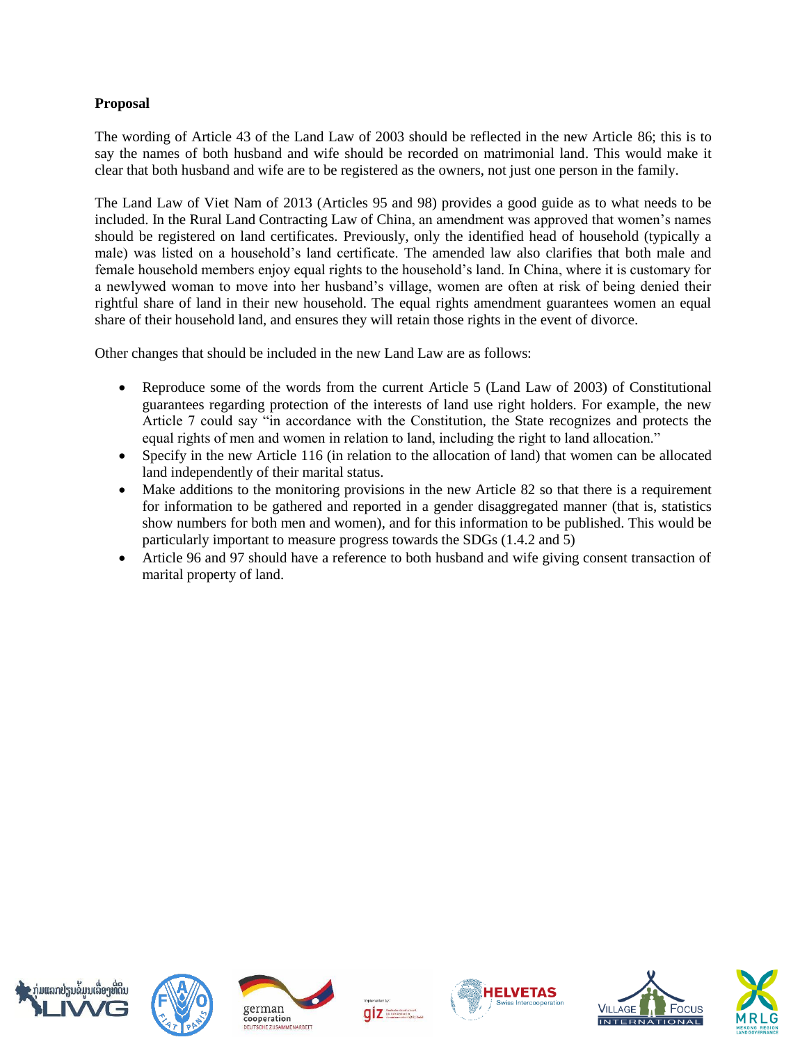**Proposal**

The wording of Article 43 of the Land Law of 2003 should be reflected in the new Article 86; this is to say the names of both husband and wife should be recorded on matrimonial land. This would make it clear that both husband and wife are to be registered as the owners, not just one person in the family.

The Land Law of Viet Nam of 2013 (Articles 95 and 98) provides a good guide as to what needs to be included. In the Rural Land Contracting Law of China, an amendment was approved that women's names should be registered on land certificates. Previously, only the identified head of household (typically a male) was listed on a household's land certificate. The amended law also clarifies that both male and female household members enjoy equal rights to the household's land. In China, where it is customary for a newlywed woman to move into her husband's village, women are often at risk of being denied their rightful share of land in their new household. The equal rights amendment guarantees women an equal share of their household land, and ensures they will retain those rights in the event of divorce.

Other changes that should be included in the new Land Law are as follows:

- Reproduce some of the words from the current Article 5 (Land Law of 2003) of Constitutional guarantees regarding protection of the interests of land use right holders. For example, the new Article 7 could say "in accordance with the Constitution, the State recognizes and protects the equal rights of men and women in relation to land, including the right to land allocation."
- Specify in the new Article 116 (in relation to the allocation of land) that women can be allocated land independently of their marital status.
- Make additions to the monitoring provisions in the new Article 82 so that there is a requirement for information to be gathered and reported in a gender disaggregated manner (that is, statistics show numbers for both men and women), and for this information to be published. This would be particularly important to measure progress towards the SDGs (1.4.2 and 5)
- Article 96 and 97 should have a reference to both husband and wife giving consent transaction of marital property of land.